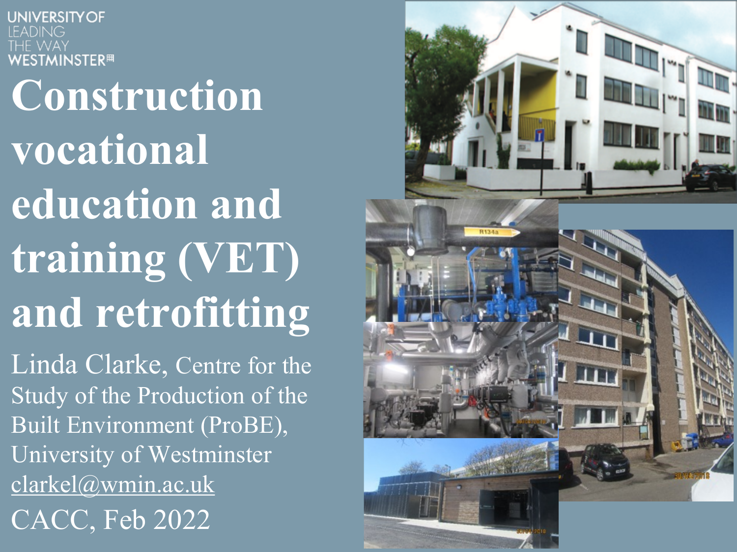UNIVERSITY OF
LEADING
THE WAY
WESTMINSTER

# Construction vocational education and training (VET) and retrofitting

Linda Clarke, Centre for the Study of the Production of the Built Environment (ProBE), University of Westminster

clarkel@wmin.ac.uk

CACC, Feb 2022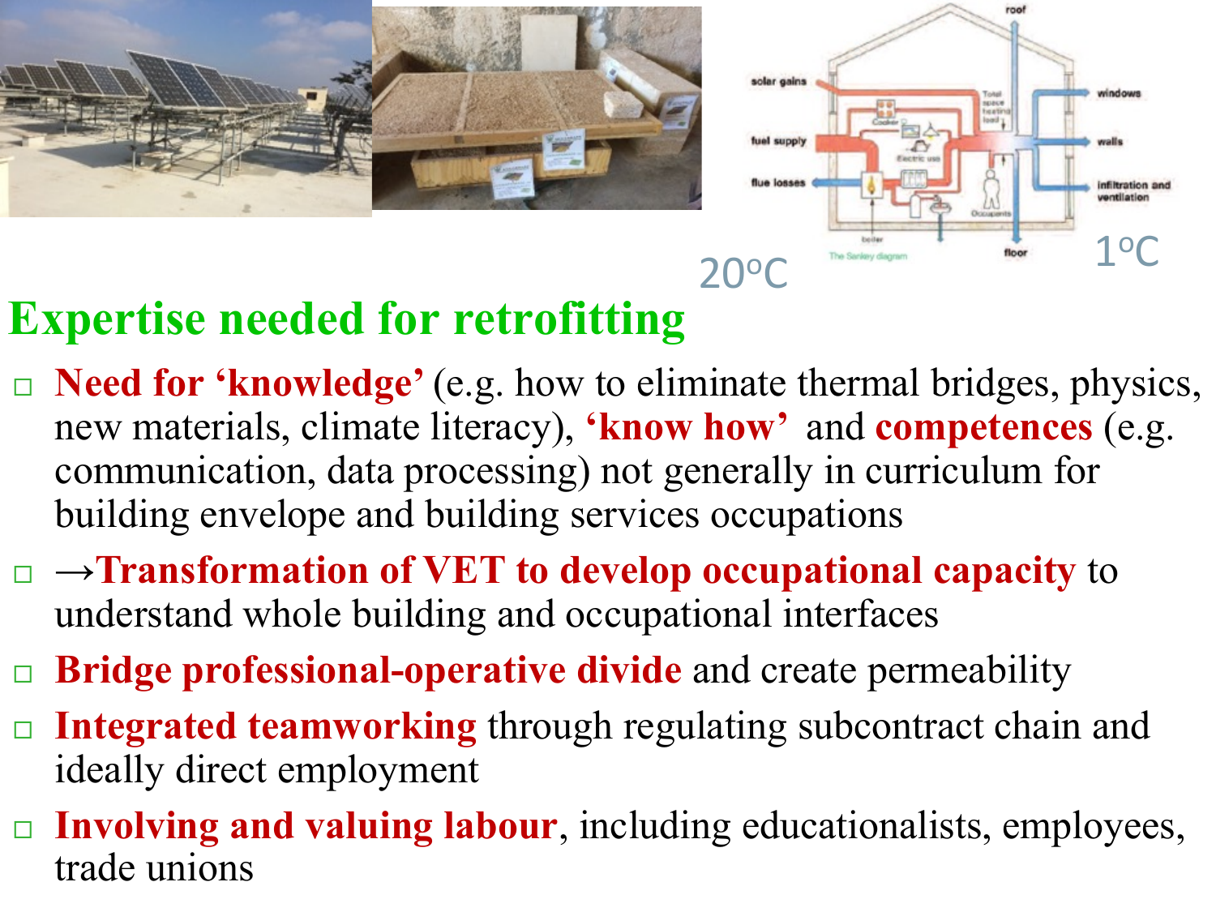20°C

1°C

## Expertise needed for retrofitting

- **Need for 'knowledge'** (e.g. how to eliminate thermal bridges, physics, new materials, climate literacy), **'know how'** and **competences** (e.g. communication, data processing) not generally in curriculum for building envelope and building services occupations
- →**Transformation of VET to develop occupational capacity** to understand whole building and occupational interfaces
- **Bridge professional-operative divide** and create permeability
- **Integrated teamworking** through regulating subcontract chain and ideally direct employment
- **Involving and valuing labour**, including educationalists, employees, trade unions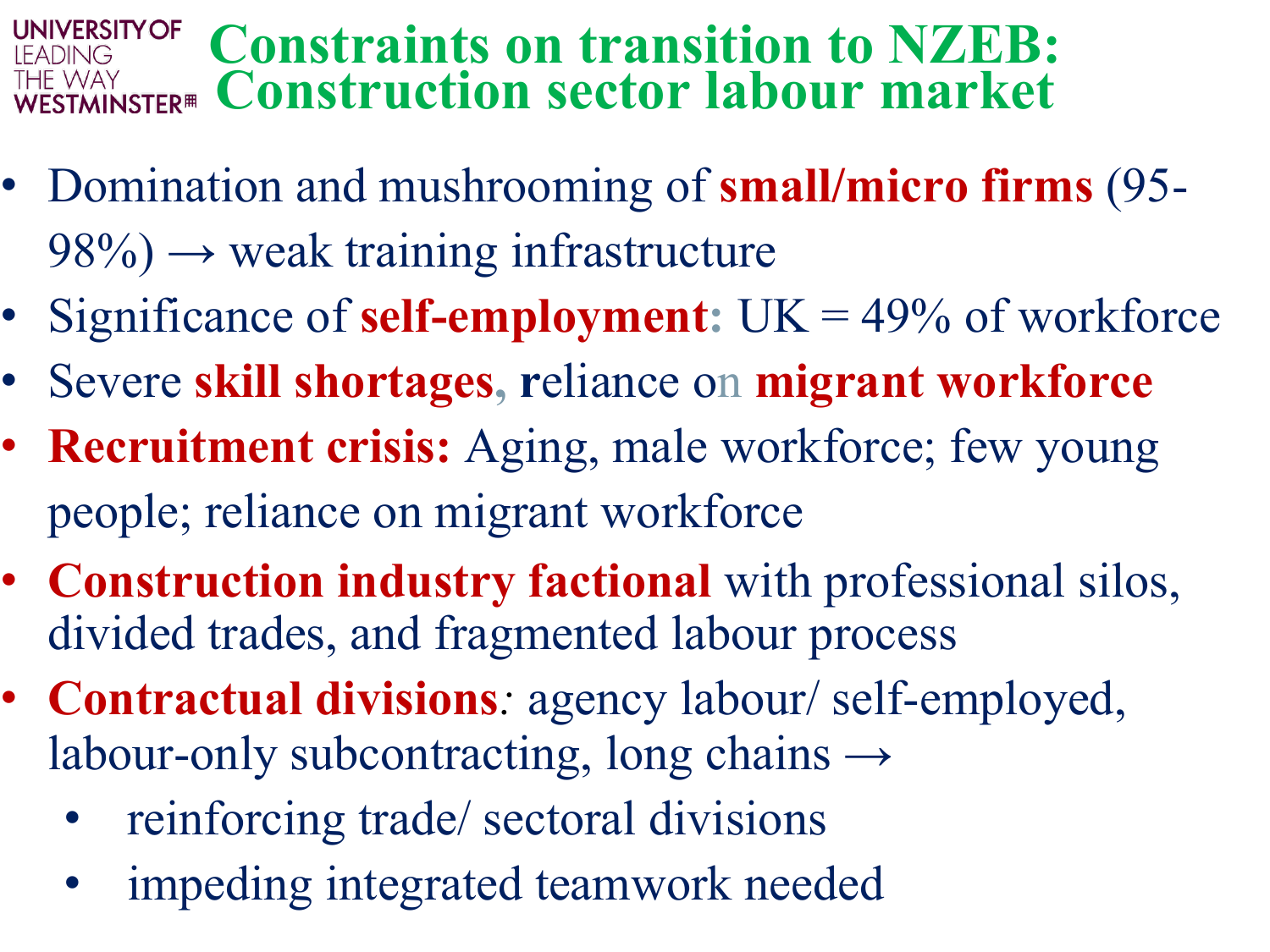# Constraints on transition to NZEB: Construction sector labour market

- Domination and mushrooming of **small/micro firms** (95-98%) → weak training infrastructure
- Significance of **self-employment**: UK = 49% of workforce
- Severe **skill shortages**, reliance on **migrant workforce**
- **Recruitment crisis:** Aging, male workforce; few young people; reliance on migrant workforce
- **Construction industry factional** with professional silos, divided trades, and fragmented labour process
- **Contractual divisions**: agency labour/ self-employed, labour-only subcontracting, long chains →
  - reinforcing trade/ sectoral divisions
  - impeding integrated teamwork needed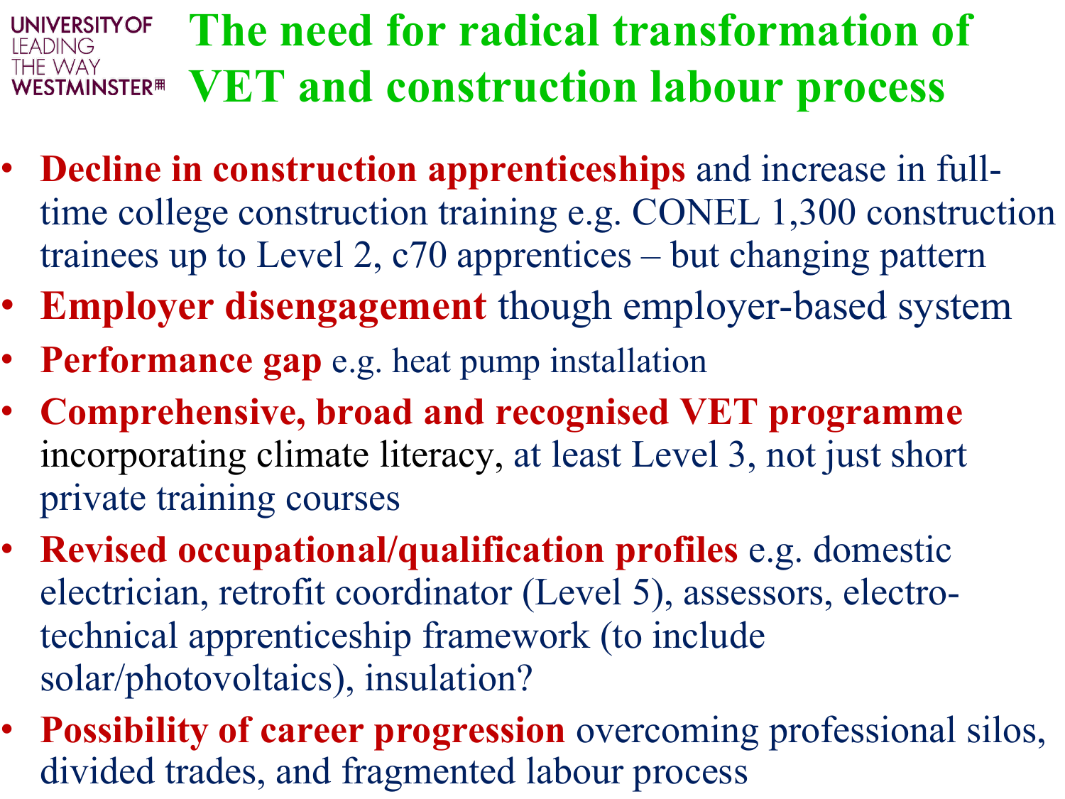# The need for radical transformation of VET and construction labour process

- **Decline in construction apprenticeships** and increase in full-time college construction training e.g. CONEL 1,300 construction trainees up to Level 2, c70 apprentices – but changing pattern
- **Employer disengagement** though employer-based system
- **Performance gap** e.g. heat pump installation
- **Comprehensive, broad and recognised VET programme** incorporating climate literacy, at least Level 3, not just short private training courses
- **Revised occupational/qualification profiles** e.g. domestic electrician, retrofit coordinator (Level 5), assessors, electro-technical apprenticeship framework (to include solar/photovoltaics), insulation?
- **Possibility of career progression** overcoming professional silos, divided trades, and fragmented labour process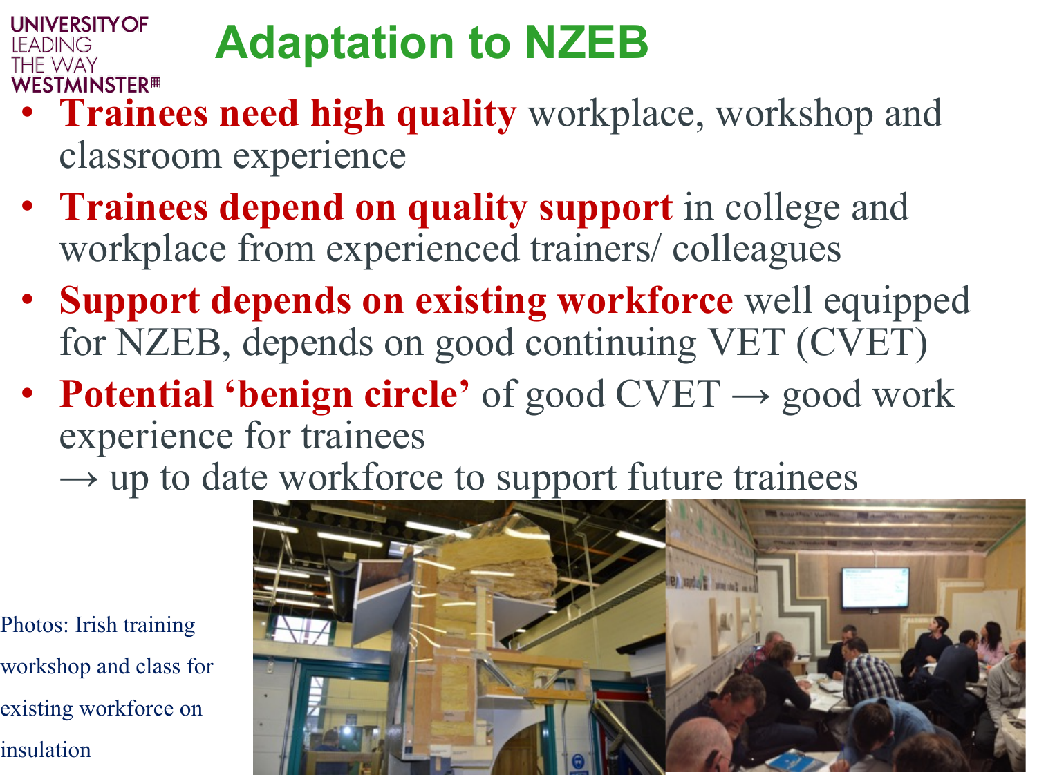# Adaptation to NZEB

- **Trainees need high quality** workplace, workshop and classroom experience
- **Trainees depend on quality support** in college and workplace from experienced trainers/ colleagues
- **Support depends on existing workforce** well equipped for NZEB, depends on good continuing VET (CVET)
- **Potential 'benign circle'** of good CVET → good work experience for trainees
  → up to date workforce to support future trainees

Photos: Irish training workshop and class for existing workforce on insulation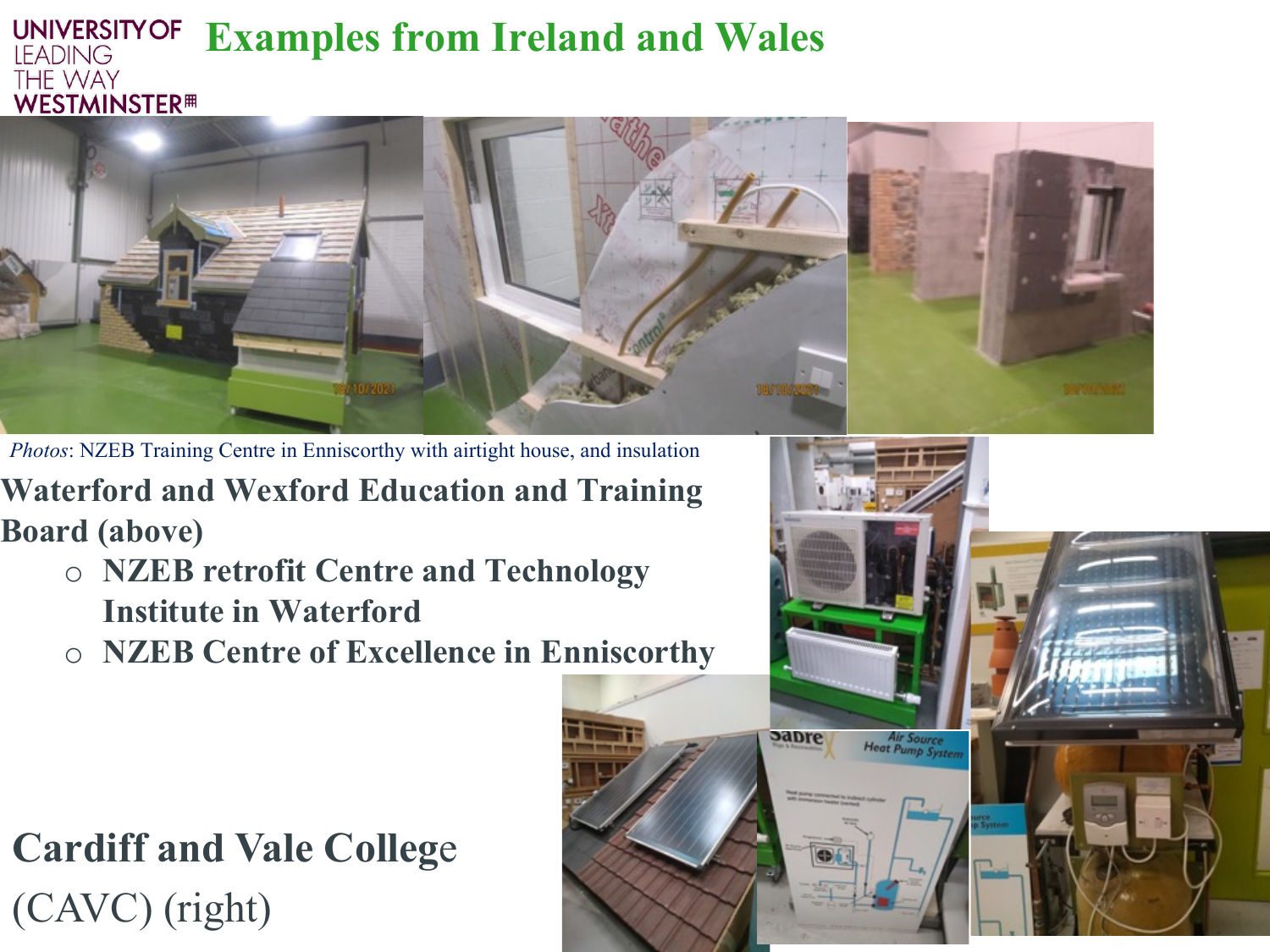# Examples from Ireland and Wales

*Photos*: NZEB Training Centre in Enniscorthy with airtight house, and insulation

**Waterford and Wexford Education and Training Board (above)**

- **NZEB retrofit Centre and Technology Institute in Waterford**
- **NZEB Centre of Excellence in Enniscorthy**

**Cardiff and Vale College**

(CAVC) (right)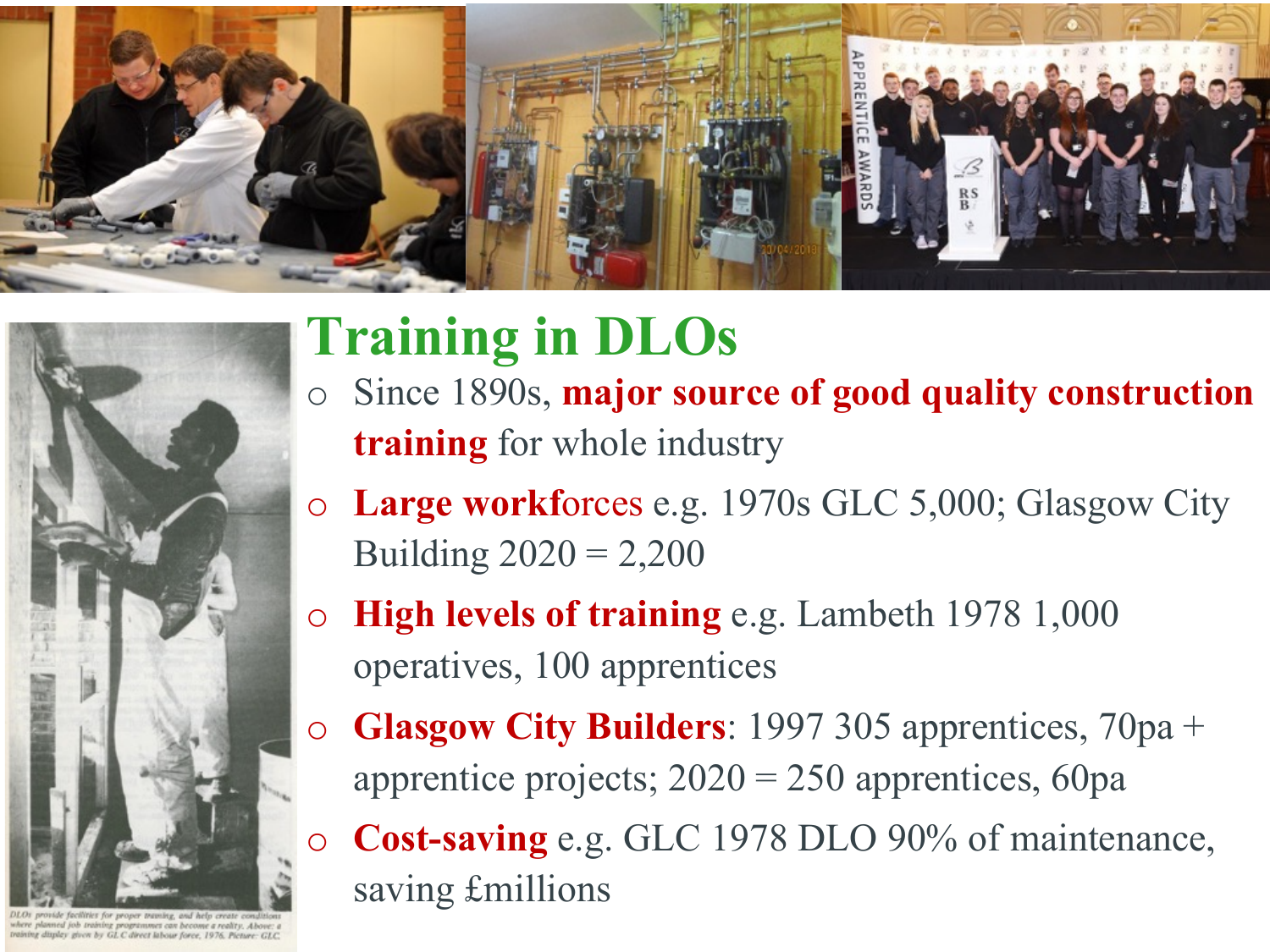## Training in DLOs

- Since 1890s, **major source of good quality construction training** for whole industry
- **Large workforces** e.g. 1970s GLC 5,000; Glasgow City Building 2020 = 2,200
- **High levels of training** e.g. Lambeth 1978 1,000 operatives, 100 apprentices
- **Glasgow City Builders**: 1997 305 apprentices, 70pa + apprentice projects; 2020 = 250 apprentices, 60pa
- **Cost-saving** e.g. GLC 1978 DLO 90% of maintenance, saving £millions

DLOs provide facilities for proper training, and help create conditions where planned job training programmes can become a reality. Above: a training display given by GLC direct labour force, 1976. Picture: GLC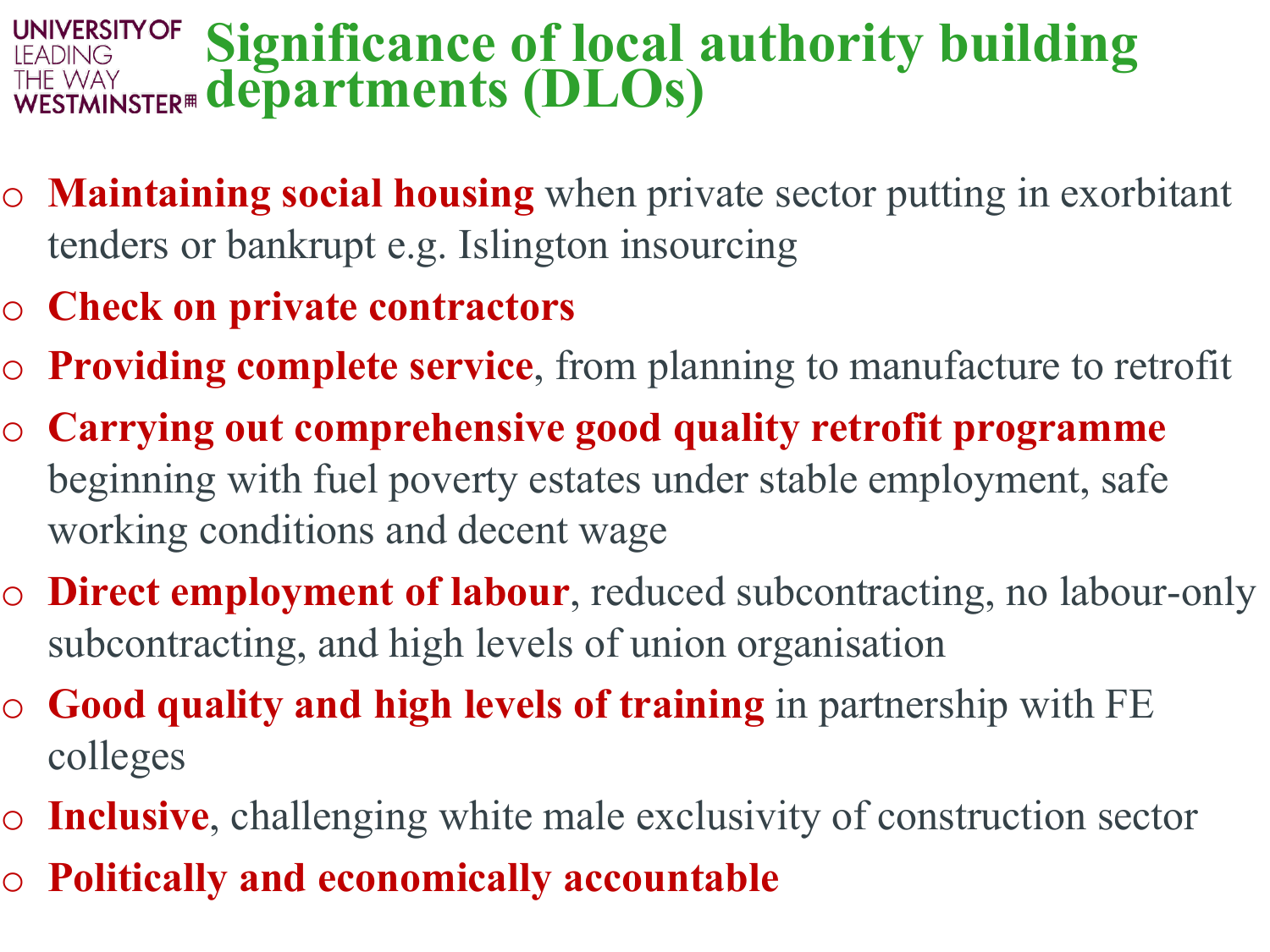# Significance of local authority building departments (DLOs)

- **Maintaining social housing** when private sector putting in exorbitant tenders or bankrupt e.g. Islington insourcing
- **Check on private contractors**
- **Providing complete service**, from planning to manufacture to retrofit
- **Carrying out comprehensive good quality retrofit programme** beginning with fuel poverty estates under stable employment, safe working conditions and decent wage
- **Direct employment of labour**, reduced subcontracting, no labour-only subcontracting, and high levels of union organisation
- **Good quality and high levels of training** in partnership with FE colleges
- **Inclusive**, challenging white male exclusivity of construction sector
- **Politically and economically accountable**